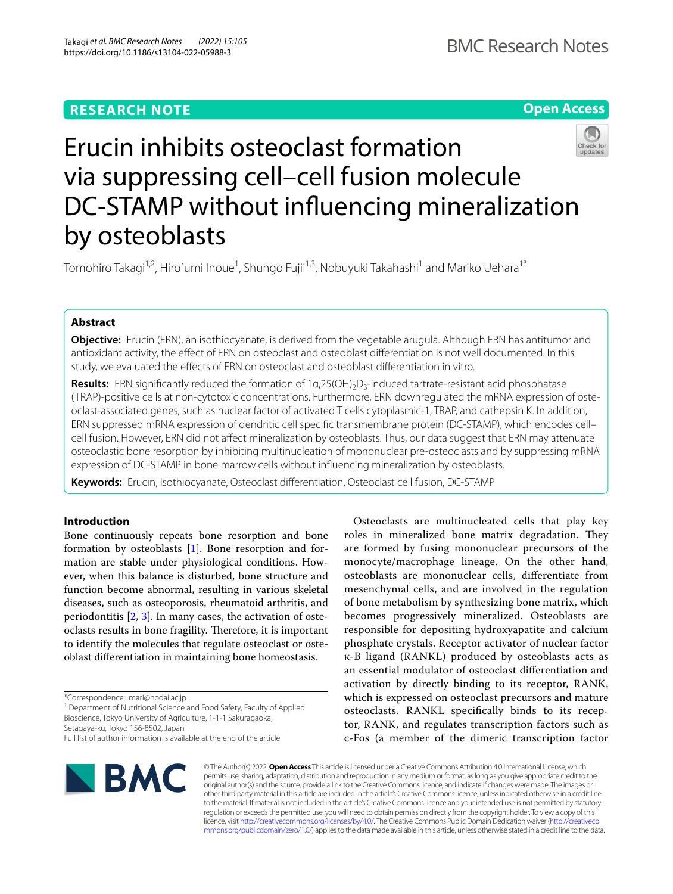RESEARCH NOTE

Open Access

# Erucin inhibits osteoclast formation via suppressing cell–cell fusion molecule DC-STAMP without influencing mineralization by osteoblasts

Tomohiro Takagi[1,2], Hirofumi Inoue[1], Shungo Fujii[1,3], Nobuyuki Takahashi[1] and Mariko Uehara[1*]

## Abstract

**Objective:** Erucin (ERN), an isothiocyanate, is derived from the vegetable arugula. Although ERN has antitumor and antioxidant activity, the effect of ERN on osteoclast and osteoblast differentiation is not well documented. In this study, we evaluated the effects of ERN on osteoclast and osteoblast differentiation in vitro.

**Results:** ERN significantly reduced the formation of 1α,25(OH)$_2$D$_3$-induced tartrate-resistant acid phosphatase (TRAP)-positive cells at non-cytotoxic concentrations. Furthermore, ERN downregulated the mRNA expression of osteoclast-associated genes, such as nuclear factor of activated T cells cytoplasmic-1, TRAP, and cathepsin K. In addition, ERN suppressed mRNA expression of dendritic cell specific transmembrane protein (DC-STAMP), which encodes cell–cell fusion. However, ERN did not affect mineralization by osteoblasts. Thus, our data suggest that ERN may attenuate osteoclastic bone resorption by inhibiting multinucleation of mononuclear pre-osteoclasts and by suppressing mRNA expression of DC-STAMP in bone marrow cells without influencing mineralization by osteoblasts.

**Keywords:** Erucin, Isothiocyanate, Osteoclast differentiation, Osteoclast cell fusion, DC-STAMP

## Introduction

Bone continuously repeats bone resorption and bone formation by osteoblasts [1]. Bone resorption and formation are stable under physiological conditions. However, when this balance is disturbed, bone structure and function become abnormal, resulting in various skeletal diseases, such as osteoporosis, rheumatoid arthritis, and periodontitis [2, 3]. In many cases, the activation of osteoclasts results in bone fragility. Therefore, it is important to identify the molecules that regulate osteoclast or osteoblast differentiation in maintaining bone homeostasis.

Osteoclasts are multinucleated cells that play key roles in mineralized bone matrix degradation. They are formed by fusing mononuclear precursors of the monocyte/macrophage lineage. On the other hand, osteoblasts are mononuclear cells, differentiate from mesenchymal cells, and are involved in the regulation of bone metabolism by synthesizing bone matrix, which becomes progressively mineralized. Osteoblasts are responsible for depositing hydroxyapatite and calcium phosphate crystals. Receptor activator of nuclear factor κ-B ligand (RANKL) produced by osteoblasts acts as an essential modulator of osteoclast differentiation and activation by directly binding to its receptor, RANK, which is expressed on osteoclast precursors and mature osteoclasts. RANKL specifically binds to its receptor, RANK, and regulates transcription factors such as c-Fos (a member of the dimeric transcription factor

*Correspondence: mari@nodai.ac.jp
[1] Department of Nutritional Science and Food Safety, Faculty of Applied Bioscience, Tokyo University of Agriculture, 1-1-1 Sakuragaoka, Setagaya-ku, Tokyo 156-8502, Japan
Full list of author information is available at the end of the article

© The Author(s) 2022. **Open Access** This article is licensed under a Creative Commons Attribution 4.0 International License, which permits use, sharing, adaptation, distribution and reproduction in any medium or format, as long as you give appropriate credit to the original author(s) and the source, provide a link to the Creative Commons licence, and indicate if changes were made. The images or other third party material in this article are included in the article's Creative Commons licence, unless indicated otherwise in a credit line to the material. If material is not included in the article's Creative Commons licence and your intended use is not permitted by statutory regulation or exceeds the permitted use, you will need to obtain permission directly from the copyright holder. To view a copy of this licence, visit http://creativecommons.org/licenses/by/4.0/. The Creative Commons Public Domain Dedication waiver (http://creativecommons.org/publicdomain/zero/1.0/) applies to the data made available in this article, unless otherwise stated in a credit line to the data.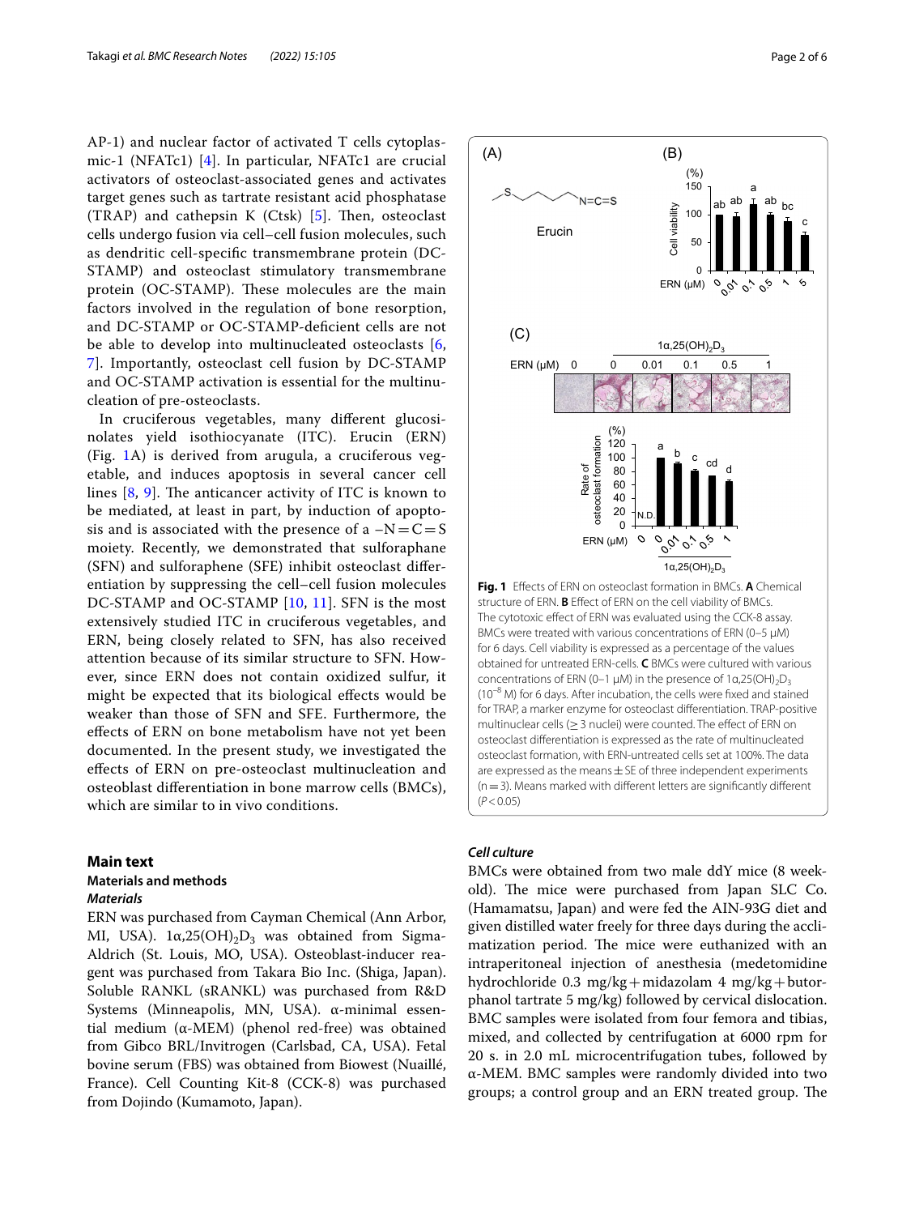AP-1) and nuclear factor of activated T cells cytoplasmic-1 (NFATc1) [4]. In particular, NFATc1 are crucial activators of osteoclast-associated genes and activates target genes such as tartrate resistant acid phosphatase (TRAP) and cathepsin K (Ctsk) [5]. Then, osteoclast cells undergo fusion via cell–cell fusion molecules, such as dendritic cell-specific transmembrane protein (DC-STAMP) and osteoclast stimulatory transmembrane protein (OC-STAMP). These molecules are the main factors involved in the regulation of bone resorption, and DC-STAMP or OC-STAMP-deficient cells are not be able to develop into multinucleated osteoclasts [6, 7]. Importantly, osteoclast cell fusion by DC-STAMP and OC-STAMP activation is essential for the multinucleation of pre-osteoclasts.

In cruciferous vegetables, many different glucosinolates yield isothiocyanate (ITC). Erucin (ERN) (Fig. 1A) is derived from arugula, a cruciferous vegetable, and induces apoptosis in several cancer cell lines [8, 9]. The anticancer activity of ITC is known to be mediated, at least in part, by induction of apoptosis and is associated with the presence of a –N=C=S moiety. Recently, we demonstrated that sulforaphane (SFN) and sulforaphene (SFE) inhibit osteoclast differentiation by suppressing the cell–cell fusion molecules DC-STAMP and OC-STAMP [10, 11]. SFN is the most extensively studied ITC in cruciferous vegetables, and ERN, being closely related to SFN, has also received attention because of its similar structure to SFN. However, since ERN does not contain oxidized sulfur, it might be expected that its biological effects would be weaker than those of SFN and SFE. Furthermore, the effects of ERN on bone metabolism have not yet been documented. In the present study, we investigated the effects of ERN on pre-osteoclast multinucleation and osteoblast differentiation in bone marrow cells (BMCs), which are similar to in vivo conditions.

**Fig. 1** Effects of ERN on osteoclast formation in BMCs. **A** Chemical structure of ERN. **B** Effect of ERN on the cell viability of BMCs. The cytotoxic effect of ERN was evaluated using the CCK-8 assay. BMCs were treated with various concentrations of ERN (0–5 μM) for 6 days. Cell viability is expressed as a percentage of the values obtained for untreated ERN-cells. **C** BMCs were cultured with various concentrations of ERN (0–1 μM) in the presence of 1α,25(OH)$_2$D$_3$ ($10^{-8}$ M) for 6 days. After incubation, the cells were fixed and stained for TRAP, a marker enzyme for osteoclast differentiation. TRAP-positive multinuclear cells (≥ 3 nuclei) were counted. The effect of ERN on osteoclast differentiation is expressed as the rate of multinucleated osteoclast formation, with ERN-untreated cells set at 100%. The data are expressed as the means ± SE of three independent experiments (n = 3). Means marked with different letters are significantly different ($P < 0.05$)

## Main text

### Materials and methods

#### *Materials*

ERN was purchased from Cayman Chemical (Ann Arbor, MI, USA). 1α,25(OH)$_2$D$_3$ was obtained from Sigma-Aldrich (St. Louis, MO, USA). Osteoblast-inducer reagent was purchased from Takara Bio Inc. (Shiga, Japan). Soluble RANKL (sRANKL) was purchased from R&D Systems (Minneapolis, MN, USA). α-minimal essential medium (α-MEM) (phenol red-free) was obtained from Gibco BRL/Invitrogen (Carlsbad, CA, USA). Fetal bovine serum (FBS) was obtained from Biowest (Nuaillé, France). Cell Counting Kit-8 (CCK-8) was purchased from Dojindo (Kumamoto, Japan).

#### *Cell culture*

BMCs were obtained from two male ddY mice (8 week-old). The mice were purchased from Japan SLC Co. (Hamamatsu, Japan) and were fed the AIN-93G diet and given distilled water freely for three days during the acclimatization period. The mice were euthanized with an intraperitoneal injection of anesthesia (medetomidine hydrochloride 0.3 mg/kg + midazolam 4 mg/kg + butorphanol tartrate 5 mg/kg) followed by cervical dislocation. BMC samples were isolated from four femora and tibias, mixed, and collected by centrifugation at 6000 rpm for 20 s. in 2.0 mL microcentrifugation tubes, followed by α-MEM. BMC samples were randomly divided into two groups; a control group and an ERN treated group. The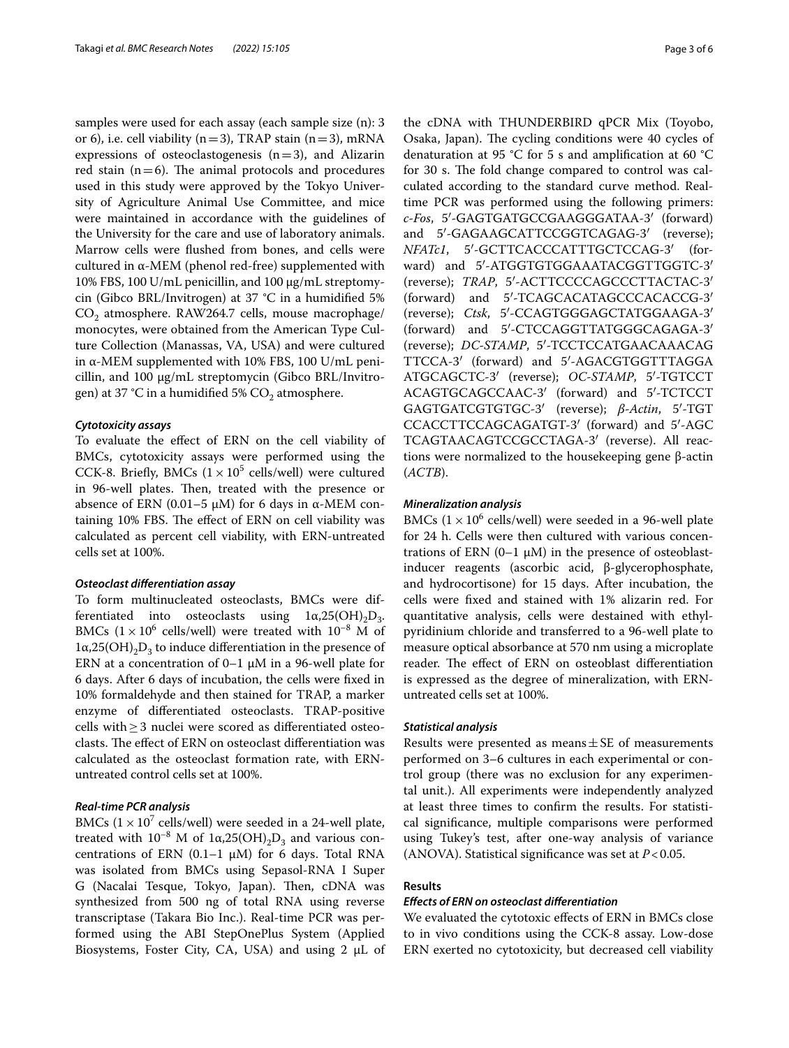samples were used for each assay (each sample size (n): 3 or 6), i.e. cell viability (n = 3), TRAP stain (n = 3), mRNA expressions of osteoclastogenesis (n = 3), and Alizarin red stain (n = 6). The animal protocols and procedures used in this study were approved by the Tokyo University of Agriculture Animal Use Committee, and mice were maintained in accordance with the guidelines of the University for the care and use of laboratory animals. Marrow cells were flushed from bones, and cells were cultured in α-MEM (phenol red-free) supplemented with 10% FBS, 100 U/mL penicillin, and 100 μg/mL streptomycin (Gibco BRL/Invitrogen) at 37 °C in a humidified 5% $CO_2$ atmosphere. RAW264.7 cells, mouse macrophage/monocytes, were obtained from the American Type Culture Collection (Manassas, VA, USA) and were cultured in α-MEM supplemented with 10% FBS, 100 U/mL penicillin, and 100 μg/mL streptomycin (Gibco BRL/Invitrogen) at 37 °C in a humidified 5% $CO_2$ atmosphere.

### *Cytotoxicity assays*

To evaluate the effect of ERN on the cell viability of BMCs, cytotoxicity assays were performed using the CCK-8. Briefly, BMCs ($1 \times 10^5$ cells/well) were cultured in 96-well plates. Then, treated with the presence or absence of ERN (0.01–5 μM) for 6 days in α-MEM containing 10% FBS. The effect of ERN on cell viability was calculated as percent cell viability, with ERN-untreated cells set at 100%.

### *Osteoclast differentiation assay*

To form multinucleated osteoclasts, BMCs were differentiated into osteoclasts using $1\alpha,25(OH)_2D_3$. BMCs ($1 \times 10^6$ cells/well) were treated with $10^{-8}$ M of $1\alpha,25(OH)_2D_3$ to induce differentiation in the presence of ERN at a concentration of 0–1 μM in a 96-well plate for 6 days. After 6 days of incubation, the cells were fixed in 10% formaldehyde and then stained for TRAP, a marker enzyme of differentiated osteoclasts. TRAP-positive cells with ≥ 3 nuclei were scored as differentiated osteoclasts. The effect of ERN on osteoclast differentiation was calculated as the osteoclast formation rate, with ERN-untreated control cells set at 100%.

### *Real-time PCR analysis*

BMCs ($1 \times 10^7$ cells/well) were seeded in a 24-well plate, treated with $10^{-8}$ M of $1\alpha,25(OH)_2D_3$ and various concentrations of ERN (0.1–1 μM) for 6 days. Total RNA was isolated from BMCs using Sepasol-RNA I Super G (Nacalai Tesque, Tokyo, Japan). Then, cDNA was synthesized from 500 ng of total RNA using reverse transcriptase (Takara Bio Inc.). Real-time PCR was performed using the ABI StepOnePlus System (Applied Biosystems, Foster City, CA, USA) and using 2 μL of the cDNA with THUNDERBIRD qPCR Mix (Toyobo, Osaka, Japan). The cycling conditions were 40 cycles of denaturation at 95 °C for 5 s and amplification at 60 °C for 30 s. The fold change compared to control was calculated according to the standard curve method. Real-time PCR was performed using the following primers: *c-Fos*, 5′-GAGTGATGCCGAAGGGATAA-3′ (forward) and 5′-GAGAAGCATTCCGGTCAGAG-3′ (reverse); *NFATc1*, 5′-GCTTCACCCATTTGCTCCAG-3′ (forward) and 5′-ATGGTGTGGAAATACGGTTGGTC-3′ (reverse); *TRAP*, 5′-ACTTCCCCAGCCCTTACTAC-3′ (forward) and 5′-TCAGCACATAGCCCACACCG-3′ (reverse); *Ctsk*, 5′-CCAGTGGGAGCTATGGAAGA-3′ (forward) and 5′-CTCCAGGTTATGGGCAGAGA-3′ (reverse); *DC-STAMP*, 5′-TCCTCCATGAACAAACAGTTCCA-3′ (forward) and 5′-AGACGTGGTTTAGGAATGCAGCTC-3′ (reverse); *OC-STAMP*, 5′-TGTCCTACAGTGCAGCCAAC-3′ (forward) and 5′-TCTCCTGAGTGATCGTGTGC-3′ (reverse); *β-Actin*, 5′-TGTCCACCTTCCAGCAGATGT-3′ (forward) and 5′-AGCTCAGTAACAGTCCGCCTAGA-3′ (reverse). All reactions were normalized to the housekeeping gene β-actin (*ACTB*).

### *Mineralization analysis*

BMCs ($1 \times 10^6$ cells/well) were seeded in a 96-well plate for 24 h. Cells were then cultured with various concentrations of ERN (0–1 μM) in the presence of osteoblast-inducer reagents (ascorbic acid, β-glycerophosphate, and hydrocortisone) for 15 days. After incubation, the cells were fixed and stained with 1% alizarin red. For quantitative analysis, cells were destained with ethylpyridinium chloride and transferred to a 96-well plate to measure optical absorbance at 570 nm using a microplate reader. The effect of ERN on osteoblast differentiation is expressed as the degree of mineralization, with ERN-untreated cells set at 100%.

### *Statistical analysis*

Results were presented as means ± SE of measurements performed on 3–6 cultures in each experimental or control group (there was no exclusion for any experimental unit.). All experiments were independently analyzed at least three times to confirm the results. For statistical significance, multiple comparisons were performed using Tukey's test, after one-way analysis of variance (ANOVA). Statistical significance was set at $P < 0.05$.

## Results

### *Effects of ERN on osteoclast differentiation*

We evaluated the cytotoxic effects of ERN in BMCs close to in vivo conditions using the CCK-8 assay. Low-dose ERN exerted no cytotoxicity, but decreased cell viability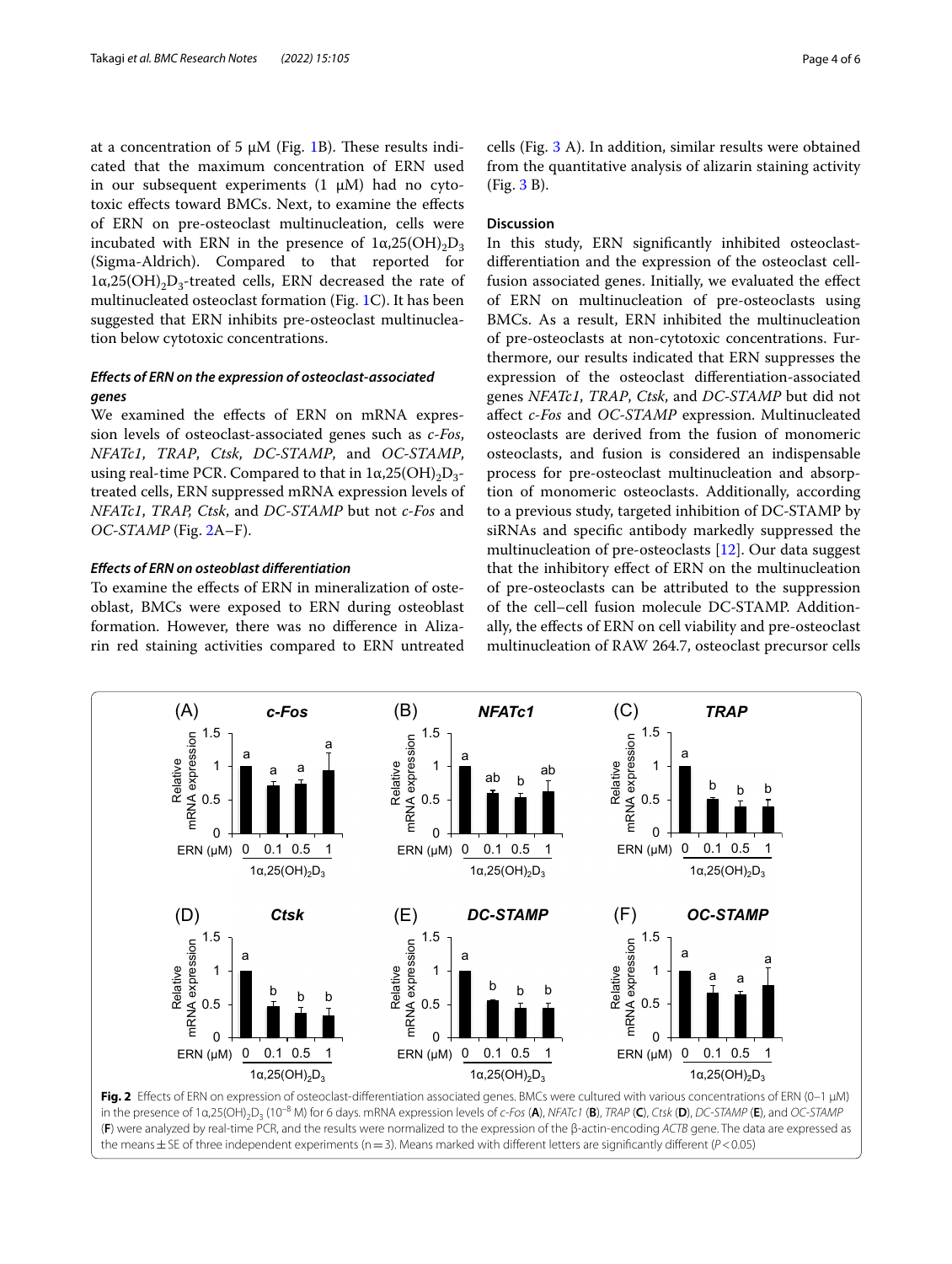at a concentration of 5 μM (Fig. 1B). These results indicated that the maximum concentration of ERN used in our subsequent experiments (1 μM) had no cytotoxic effects toward BMCs. Next, to examine the effects of ERN on pre-osteoclast multinucleation, cells were incubated with ERN in the presence of $1\alpha,25(OH)_2D_3$ (Sigma-Aldrich). Compared to that reported for $1\alpha,25(OH)_2D_3$-treated cells, ERN decreased the rate of multinucleated osteoclast formation (Fig. 1C). It has been suggested that ERN inhibits pre-osteoclast multinucleation below cytotoxic concentrations.

### *Effects of ERN on the expression of osteoclast-associated genes*

We examined the effects of ERN on mRNA expression levels of osteoclast-associated genes such as *c-Fos*, *NFATc1*, *TRAP*, *Ctsk*, *DC-STAMP*, and *OC-STAMP*, using real-time PCR. Compared to that in $1\alpha,25(OH)_2D_3$-treated cells, ERN suppressed mRNA expression levels of *NFATc1*, *TRAP*, *Ctsk*, and *DC-STAMP* but not *c-Fos* and *OC-STAMP* (Fig. 2A–F).

### *Effects of ERN on osteoblast differentiation*

To examine the effects of ERN in mineralization of osteoblast, BMCs were exposed to ERN during osteoblast formation. However, there was no difference in Alizarin red staining activities compared to ERN untreated cells (Fig. 3 A). In addition, similar results were obtained from the quantitative analysis of alizarin staining activity (Fig. 3 B).

## Discussion

In this study, ERN significantly inhibited osteoclast-differentiation and the expression of the osteoclast cell-fusion associated genes. Initially, we evaluated the effect of ERN on multinucleation of pre-osteoclasts using BMCs. As a result, ERN inhibited the multinucleation of pre-osteoclasts at non-cytotoxic concentrations. Furthermore, our results indicated that ERN suppresses the expression of the osteoclast differentiation-associated genes *NFATc1*, *TRAP*, *Ctsk*, and *DC-STAMP* but did not affect *c-Fos* and *OC-STAMP* expression. Multinucleated osteoclasts are derived from the fusion of monomeric osteoclasts, and fusion is considered an indispensable process for pre-osteoclast multinucleation and absorption of monomeric osteoclasts. Additionally, according to a previous study, targeted inhibition of DC-STAMP by siRNAs and specific antibody markedly suppressed the multinucleation of pre-osteoclasts [12]. Our data suggest that the inhibitory effect of ERN on the multinucleation of pre-osteoclasts can be attributed to the suppression of the cell–cell fusion molecule DC-STAMP. Additionally, the effects of ERN on cell viability and pre-osteoclast multinucleation of RAW 264.7, osteoclast precursor cells

**Fig. 2** Effects of ERN on expression of osteoclast-differentiation associated genes. BMCs were cultured with various concentrations of ERN (0–1 μM) in the presence of $1\alpha,25(OH)_2D_3$ ($10^{-8}$ M) for 6 days. mRNA expression levels of *c-Fos* (**A**), *NFATc1* (**B**), *TRAP* (**C**), *Ctsk* (**D**), *DC-STAMP* (**E**), and *OC-STAMP* (**F**) were analyzed by real-time PCR, and the results were normalized to the expression of the β-actin-encoding *ACTB* gene. The data are expressed as the means ± SE of three independent experiments (n = 3). Means marked with different letters are significantly different ($P < 0.05$)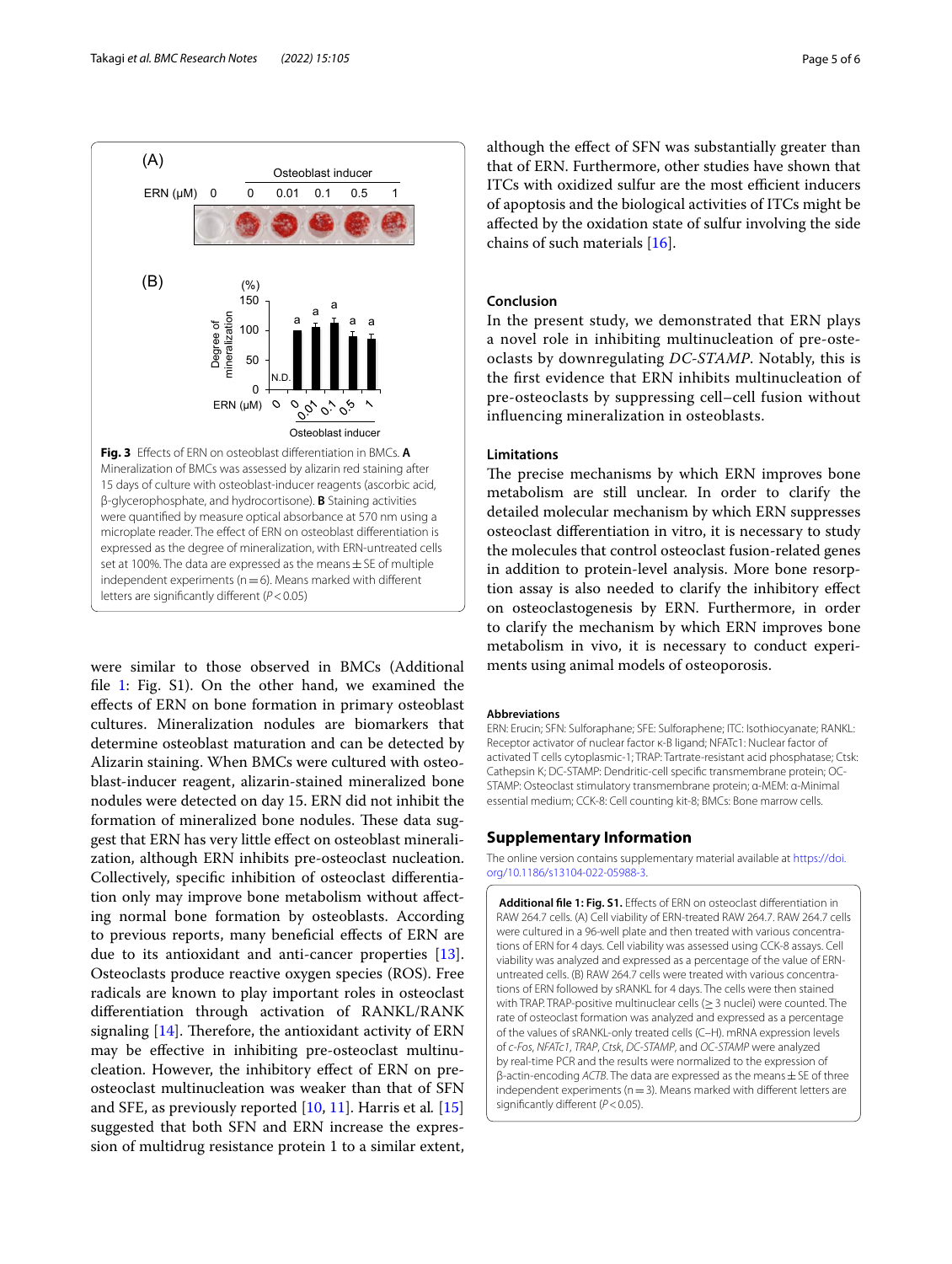**Fig. 3** Effects of ERN on osteoblast differentiation in BMCs. **A** Mineralization of BMCs was assessed by alizarin red staining after 15 days of culture with osteoblast-inducer reagents (ascorbic acid, β-glycerophosphate, and hydrocortisone). **B** Staining activities were quantified by measure optical absorbance at 570 nm using a microplate reader. The effect of ERN on osteoblast differentiation is expressed as the degree of mineralization, with ERN-untreated cells set at 100%. The data are expressed as the means ± SE of multiple independent experiments (n = 6). Means marked with different letters are significantly different ($P < 0.05$)

were similar to those observed in BMCs (Additional file 1: Fig. S1). On the other hand, we examined the effects of ERN on bone formation in primary osteoblast cultures. Mineralization nodules are biomarkers that determine osteoblast maturation and can be detected by Alizarin staining. When BMCs were cultured with osteoblast-inducer reagent, alizarin-stained mineralized bone nodules were detected on day 15. ERN did not inhibit the formation of mineralized bone nodules. These data suggest that ERN has very little effect on osteoblast mineralization, although ERN inhibits pre-osteoclast nucleation. Collectively, specific inhibition of osteoclast differentiation only may improve bone metabolism without affecting normal bone formation by osteoblasts. According to previous reports, many beneficial effects of ERN are due to its antioxidant and anti-cancer properties [13]. Osteoclasts produce reactive oxygen species (ROS). Free radicals are known to play important roles in osteoclast differentiation through activation of RANKL/RANK signaling [14]. Therefore, the antioxidant activity of ERN may be effective in inhibiting pre-osteoclast multinucleation. However, the inhibitory effect of ERN on pre-osteoclast multinucleation was weaker than that of SFN and SFE, as previously reported [10, 11]. Harris et al. [15] suggested that both SFN and ERN increase the expression of multidrug resistance protein 1 to a similar extent, although the effect of SFN was substantially greater than that of ERN. Furthermore, other studies have shown that ITCs with oxidized sulfur are the most efficient inducers of apoptosis and the biological activities of ITCs might be affected by the oxidation state of sulfur involving the side chains of such materials [16].

## Conclusion

In the present study, we demonstrated that ERN plays a novel role in inhibiting multinucleation of pre-osteoclasts by downregulating *DC-STAMP*. Notably, this is the first evidence that ERN inhibits multinucleation of pre-osteoclasts by suppressing cell–cell fusion without influencing mineralization in osteoblasts.

## Limitations

The precise mechanisms by which ERN improves bone metabolism are still unclear. In order to clarify the detailed molecular mechanism by which ERN suppresses osteoclast differentiation in vitro, it is necessary to study the molecules that control osteoclast fusion-related genes in addition to protein-level analysis. More bone resorption assay is also needed to clarify the inhibitory effect on osteoclastogenesis by ERN. Furthermore, in order to clarify the mechanism by which ERN improves bone metabolism in vivo, it is necessary to conduct experiments using animal models of osteoporosis.

### Abbreviations

ERN: Erucin; SFN: Sulforaphane; SFE: Sulforaphene; ITC: Isothiocyanate; RANKL: Receptor activator of nuclear factor κ-B ligand; NFATc1: Nuclear factor of activated T cells cytoplasmic-1; TRAP: Tartrate-resistant acid phosphatase; Ctsk: Cathepsin K; DC-STAMP: Dendritic-cell specific transmembrane protein; OC-STAMP: Osteoclast stimulatory transmembrane protein; α-MEM: α-Minimal essential medium; CCK-8: Cell counting kit-8; BMCs: Bone marrow cells.

## Supplementary Information

The online version contains supplementary material available at https://doi.org/10.1186/s13104-022-05988-3.

**Additional file 1: Fig. S1.** Effects of ERN on osteoclast differentiation in RAW 264.7 cells. (A) Cell viability of ERN-treated RAW 264.7 cells. RAW 264.7 cells were cultured in a 96-well plate and then treated with various concentrations of ERN for 4 days. Cell viability was assessed using CCK-8 assays. Cell viability was analyzed and expressed as a percentage of the value of ERN-untreated cells. (B) RAW 264.7 cells were treated with various concentrations of ERN followed by sRANKL for 4 days. The cells were then stained with TRAP. TRAP-positive multinuclear cells (≥ 3 nuclei) were counted. The rate of osteoclast formation was analyzed and expressed as a percentage of the values of sRANKL-only treated cells (C–H). mRNA expression levels of *c-Fos*, *NFATc1*, *TRAP*, *Ctsk*, *DC-STAMP*, and *OC-STAMP* were analyzed by real-time PCR and the results were normalized to the expression of β-actin-encoding *ACTB*. The data are expressed as the means ± SE of three independent experiments (n = 3). Means marked with different letters are significantly different ($P < 0.05$).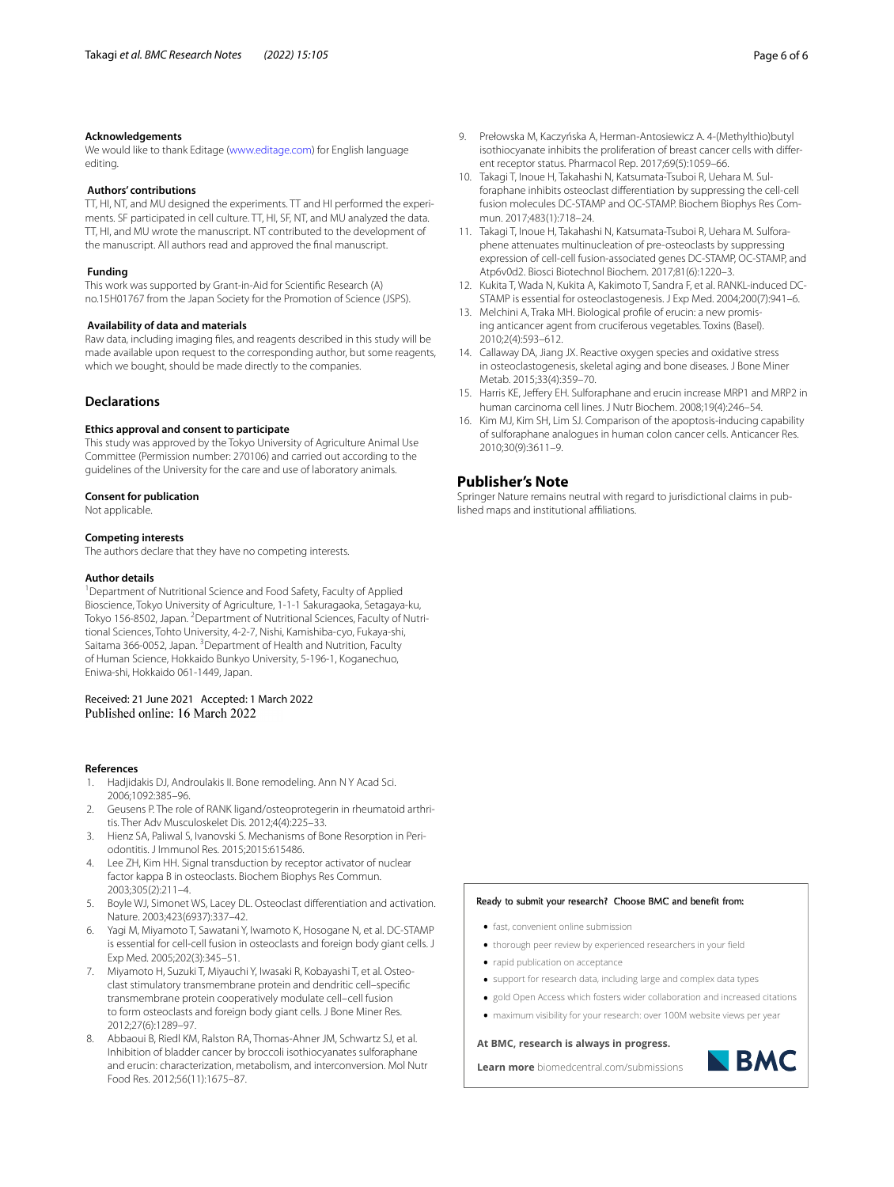### Acknowledgements

We would like to thank Editage (www.editage.com) for English language editing.

### Authors' contributions

TT, HI, NT, and MU designed the experiments. TT and HI performed the experiments. SF participated in cell culture. TT, HI, SF, NT, and MU analyzed the data. TT, HI, and MU wrote the manuscript. NT contributed to the development of the manuscript. All authors read and approved the final manuscript.

### Funding

This work was supported by Grant-in-Aid for Scientific Research (A) no.15H01767 from the Japan Society for the Promotion of Science (JSPS).

### Availability of data and materials

Raw data, including imaging files, and reagents described in this study will be made available upon request to the corresponding author, but some reagents, which we bought, should be made directly to the companies.

## Declarations

### Ethics approval and consent to participate

This study was approved by the Tokyo University of Agriculture Animal Use Committee (Permission number: 270106) and carried out according to the guidelines of the University for the care and use of laboratory animals.

### Consent for publication

Not applicable.

### Competing interests

The authors declare that they have no competing interests.

### Author details

[1]Department of Nutritional Science and Food Safety, Faculty of Applied Bioscience, Tokyo University of Agriculture, 1-1-1 Sakuragaoka, Setagaya-ku, Tokyo 156-8502, Japan. [2]Department of Nutritional Sciences, Faculty of Nutritional Sciences, Tohto University, 4-2-7, Nishi, Kamishiba-cyo, Fukaya-shi, Saitama 366-0052, Japan. [3]Department of Health and Nutrition, Faculty of Human Science, Hokkaido Bunkyo University, 5-196-1, Koganechuo, Eniwa-shi, Hokkaido 061-1449, Japan.

Received: 21 June 2021 Accepted: 1 March 2022
Published online: 16 March 2022

### References

1. Hadjidakis DJ, Androulakis II. Bone remodeling. Ann N Y Acad Sci. 2006;1092:385–96.
2. Geusens P. The role of RANK ligand/osteoprotegerin in rheumatoid arthritis. Ther Adv Musculoskelet Dis. 2012;4(4):225–33.
3. Hienz SA, Paliwal S, Ivanovski S. Mechanisms of Bone Resorption in Periodontitis. J Immunol Res. 2015;2015:615486.
4. Lee ZH, Kim HH. Signal transduction by receptor activator of nuclear factor kappa B in osteoclasts. Biochem Biophys Res Commun. 2003;305(2):211–4.
5. Boyle WJ, Simonet WS, Lacey DL. Osteoclast differentiation and activation. Nature. 2003;423(6937):337–42.
6. Yagi M, Miyamoto T, Sawatani Y, Iwamoto K, Hosogane N, et al. DC-STAMP is essential for cell-cell fusion in osteoclasts and foreign body giant cells. J Exp Med. 2005;202(3):345–51.
7. Miyamoto H, Suzuki T, Miyauchi Y, Iwasaki R, Kobayashi T, et al. Osteoclast stimulatory transmembrane protein and dendritic cell–specific transmembrane protein cooperatively modulate cell–cell fusion to form osteoclasts and foreign body giant cells. J Bone Miner Res. 2012;27(6):1289–97.
8. Abbaoui B, Riedl KM, Ralston RA, Thomas-Ahner JM, Schwartz SJ, et al. Inhibition of bladder cancer by broccoli isothiocyanates sulforaphane and erucin: characterization, metabolism, and interconversion. Mol Nutr Food Res. 2012;56(11):1675–87.
9. Prełowska M, Kaczyńska A, Herman-Antosiewicz A. 4-(Methylthio)butyl isothiocyanate inhibits the proliferation of breast cancer cells with different receptor status. Pharmacol Rep. 2017;69(5):1059–66.
10. Takagi T, Inoue H, Takahashi N, Katsumata-Tsuboi R, Uehara M. Sulforaphane inhibits osteoclast differentiation by suppressing the cell-cell fusion molecules DC-STAMP and OC-STAMP. Biochem Biophys Res Commun. 2017;483(1):718–24.
11. Takagi T, Inoue H, Takahashi N, Katsumata-Tsuboi R, Uehara M. Sulforaphene attenuates multinucleation of pre-osteoclasts by suppressing expression of cell-cell fusion-associated genes DC-STAMP, OC-STAMP, and Atp6v0d2. Biosci Biotechnol Biochem. 2017;81(6):1220–3.
12. Kukita T, Wada N, Kukita A, Kakimoto T, Sandra F, et al. RANKL-induced DC-STAMP is essential for osteoclastogenesis. J Exp Med. 2004;200(7):941–6.
13. Melchini A, Traka MH. Biological profile of erucin: a new promising anticancer agent from cruciferous vegetables. Toxins (Basel). 2010;2(4):593–612.
14. Callaway DA, Jiang JX. Reactive oxygen species and oxidative stress in osteoclastogenesis, skeletal aging and bone diseases. J Bone Miner Metab. 2015;33(4):359–70.
15. Harris KE, Jeffery EH. Sulforaphane and erucin increase MRP1 and MRP2 in human carcinoma cell lines. J Nutr Biochem. 2008;19(4):246–54.
16. Kim MJ, Kim SH, Lim SJ. Comparison of the apoptosis-inducing capability of sulforaphane analogues in human colon cancer cells. Anticancer Res. 2010;30(9):3611–9.

## Publisher's Note

Springer Nature remains neutral with regard to jurisdictional claims in published maps and institutional affiliations.

Ready to submit your research? Choose BMC and benefit from:

- fast, convenient online submission
- thorough peer review by experienced researchers in your field
- rapid publication on acceptance
- support for research data, including large and complex data types
- gold Open Access which fosters wider collaboration and increased citations
- maximum visibility for your research: over 100M website views per year

**At BMC, research is always in progress.**

**Learn more** biomedcentral.com/submissions

BMC